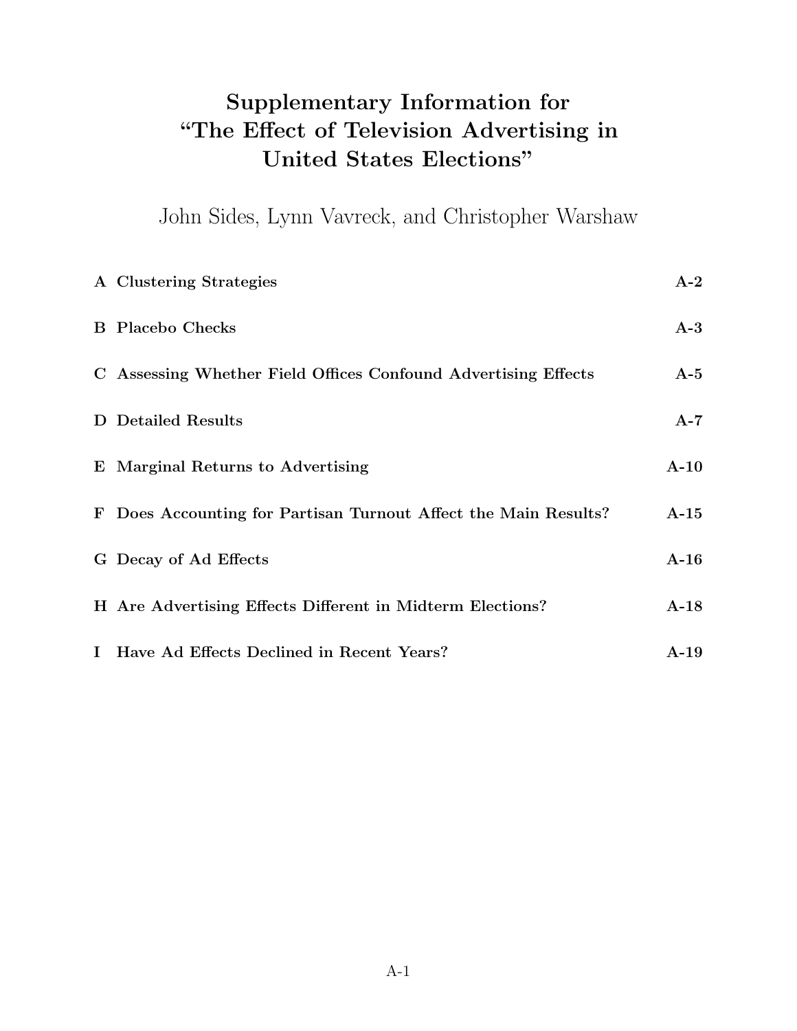# Supplementary Information for "The Effect of Television Advertising in United States Elections"

John Sides, Lynn Vavreck, and Christopher Warshaw

| | |
|---|---|
| **A Clustering Strategies** | **A-2** |
| **B Placebo Checks** | **A-3** |
| **C Assessing Whether Field Offices Confound Advertising Effects** | **A-5** |
| **D Detailed Results** | **A-7** |
| **E Marginal Returns to Advertising** | **A-10** |
| **F Does Accounting for Partisan Turnout Affect the Main Results?** | **A-15** |
| **G Decay of Ad Effects** | **A-16** |
| **H Are Advertising Effects Different in Midterm Elections?** | **A-18** |
| **I Have Ad Effects Declined in Recent Years?** | **A-19** |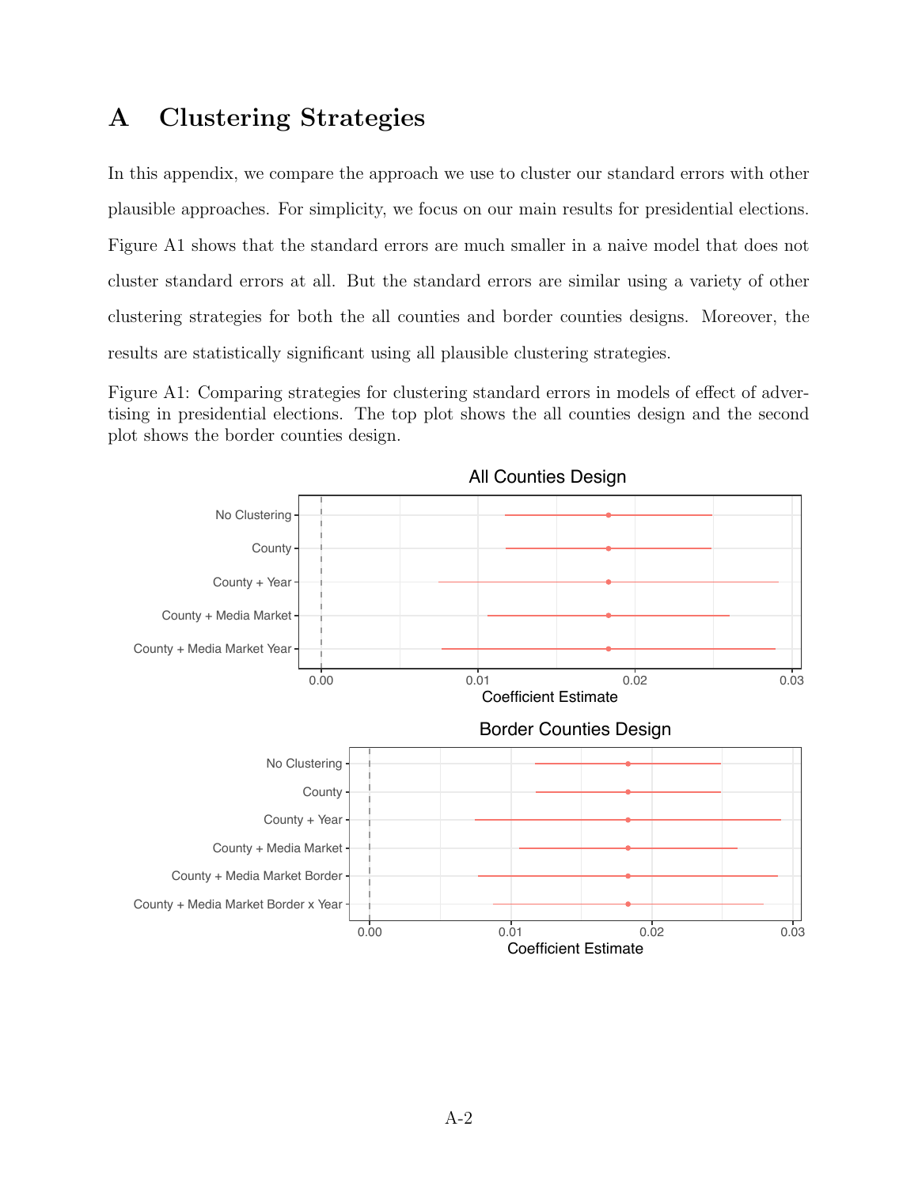# A Clustering Strategies

In this appendix, we compare the approach we use to cluster our standard errors with other plausible approaches. For simplicity, we focus on our main results for presidential elections. Figure A1 shows that the standard errors are much smaller in a naive model that does not cluster standard errors at all. But the standard errors are similar using a variety of other clustering strategies for both the all counties and border counties designs. Moreover, the results are statistically significant using all plausible clustering strategies.

Figure A1: Comparing strategies for clustering standard errors in models of effect of advertising in presidential elections. The top plot shows the all counties design and the second plot shows the border counties design.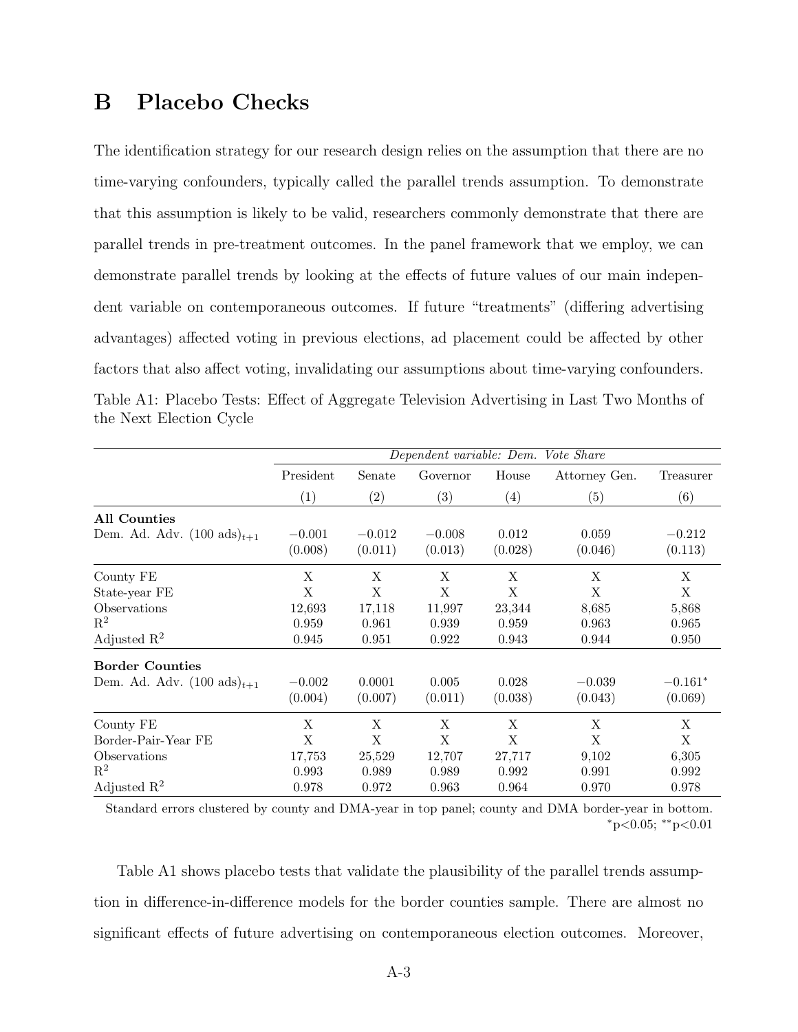## B Placebo Checks

The identification strategy for our research design relies on the assumption that there are no time-varying confounders, typically called the parallel trends assumption. To demonstrate that this assumption is likely to be valid, researchers commonly demonstrate that there are parallel trends in pre-treatment outcomes. In the panel framework that we employ, we can demonstrate parallel trends by looking at the effects of future values of our main independent variable on contemporaneous outcomes. If future "treatments" (differing advertising advantages) affected voting in previous elections, ad placement could be affected by other factors that also affect voting, invalidating our assumptions about time-varying confounders.

Table A1: Placebo Tests: Effect of Aggregate Television Advertising in Last Two Months of the Next Election Cycle

| | *Dependent variable: Dem. Vote Share* | | | | | |
|---|---|---|---|---|---|---|
| | President | Senate | Governor | House | Attorney Gen. | Treasurer |
| | (1) | (2) | (3) | (4) | (5) | (6) |
| **All Counties** | | | | | | |
| Dem. Ad. Adv. (100 ads)$_{t+1}$ | $-0.001$ | $-0.012$ | $-0.008$ | 0.012 | 0.059 | $-0.212$ |
| | (0.008) | (0.011) | (0.013) | (0.028) | (0.046) | (0.113) |
| County FE | X | X | X | X | X | X |
| State-year FE | X | X | X | X | X | X |
| Observations | 12,693 | 17,118 | 11,997 | 23,344 | 8,685 | 5,868 |
| $R^2$ | 0.959 | 0.961 | 0.939 | 0.959 | 0.963 | 0.965 |
| Adjusted $R^2$ | 0.945 | 0.951 | 0.922 | 0.943 | 0.944 | 0.950 |
| **Border Counties** | | | | | | |
| Dem. Ad. Adv. (100 ads)$_{t+1}$ | $-0.002$ | 0.0001 | 0.005 | 0.028 | $-0.039$ | $-0.161^{*}$ |
| | (0.004) | (0.007) | (0.011) | (0.038) | (0.043) | (0.069) |
| County FE | X | X | X | X | X | X |
| Border-Pair-Year FE | X | X | X | X | X | X |
| Observations | 17,753 | 25,529 | 12,707 | 27,717 | 9,102 | 6,305 |
| $R^2$ | 0.993 | 0.989 | 0.989 | 0.992 | 0.991 | 0.992 |
| Adjusted $R^2$ | 0.978 | 0.972 | 0.963 | 0.964 | 0.970 | 0.978 |

Standard errors clustered by county and DMA-year in top panel; county and DMA border-year in bottom. $^{*}$p<0.05; $^{**}$p<0.01

Table A1 shows placebo tests that validate the plausibility of the parallel trends assumption in difference-in-difference models for the border counties sample. There are almost no significant effects of future advertising on contemporaneous election outcomes. Moreover,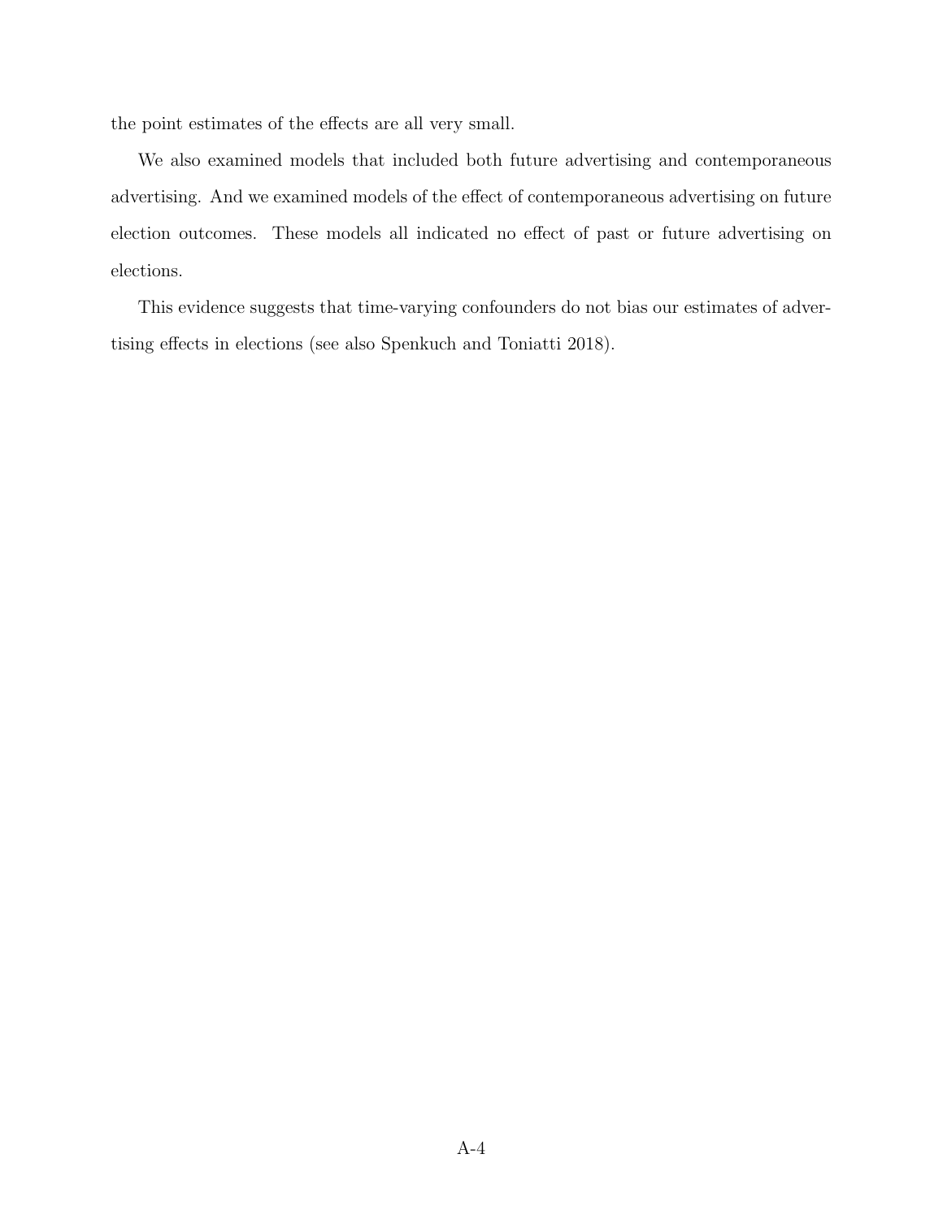the point estimates of the effects are all very small.

We also examined models that included both future advertising and contemporaneous advertising. And we examined models of the effect of contemporaneous advertising on future election outcomes. These models all indicated no effect of past or future advertising on elections.

This evidence suggests that time-varying confounders do not bias our estimates of advertising effects in elections (see also Spenkuch and Toniatti 2018).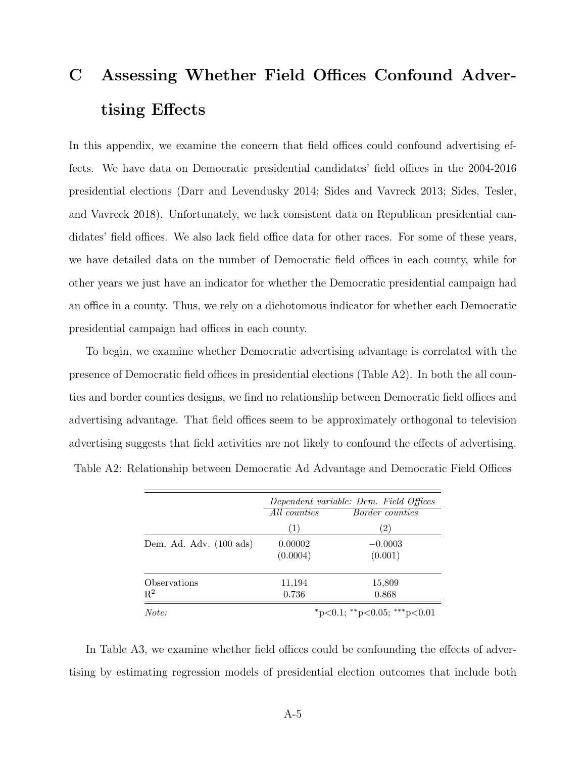# C Assessing Whether Field Offices Confound Advertising Effects

In this appendix, we examine the concern that field offices could confound advertising effects. We have data on Democratic presidential candidates' field offices in the 2004-2016 presidential elections (Darr and Levendusky 2014; Sides and Vavreck 2013; Sides, Tesler, and Vavreck 2018). Unfortunately, we lack consistent data on Republican presidential candidates' field offices. We also lack field office data for other races. For some of these years, we have detailed data on the number of Democratic field offices in each county, while for other years we just have an indicator for whether the Democratic presidential campaign had an office in a county. Thus, we rely on a dichotomous indicator for whether each Democratic presidential campaign had offices in each county.

To begin, we examine whether Democratic advertising advantage is correlated with the presence of Democratic field offices in presidential elections (Table A2). In both the all counties and border counties designs, we find no relationship between Democratic field offices and advertising advantage. That field offices seem to be approximately orthogonal to television advertising suggests that field activities are not likely to confound the effects of advertising.

Table A2: Relationship between Democratic Ad Advantage and Democratic Field Offices

| | *Dependent variable: Dem. Field Offices* | |
|---|---|---|
| | *All counties* | *Border counties* |
| | (1) | (2) |
| Dem. Ad. Adv. (100 ads) | 0.00002 | −0.0003 |
| | (0.0004) | (0.001) |
| Observations | 11,194 | 15,809 |
| $R^2$ | 0.736 | 0.868 |
| *Note:* | | $^{*}p<0.1$; $^{**}p<0.05$; $^{***}p<0.01$ |

In Table A3, we examine whether field offices could be confounding the effects of advertising by estimating regression models of presidential election outcomes that include both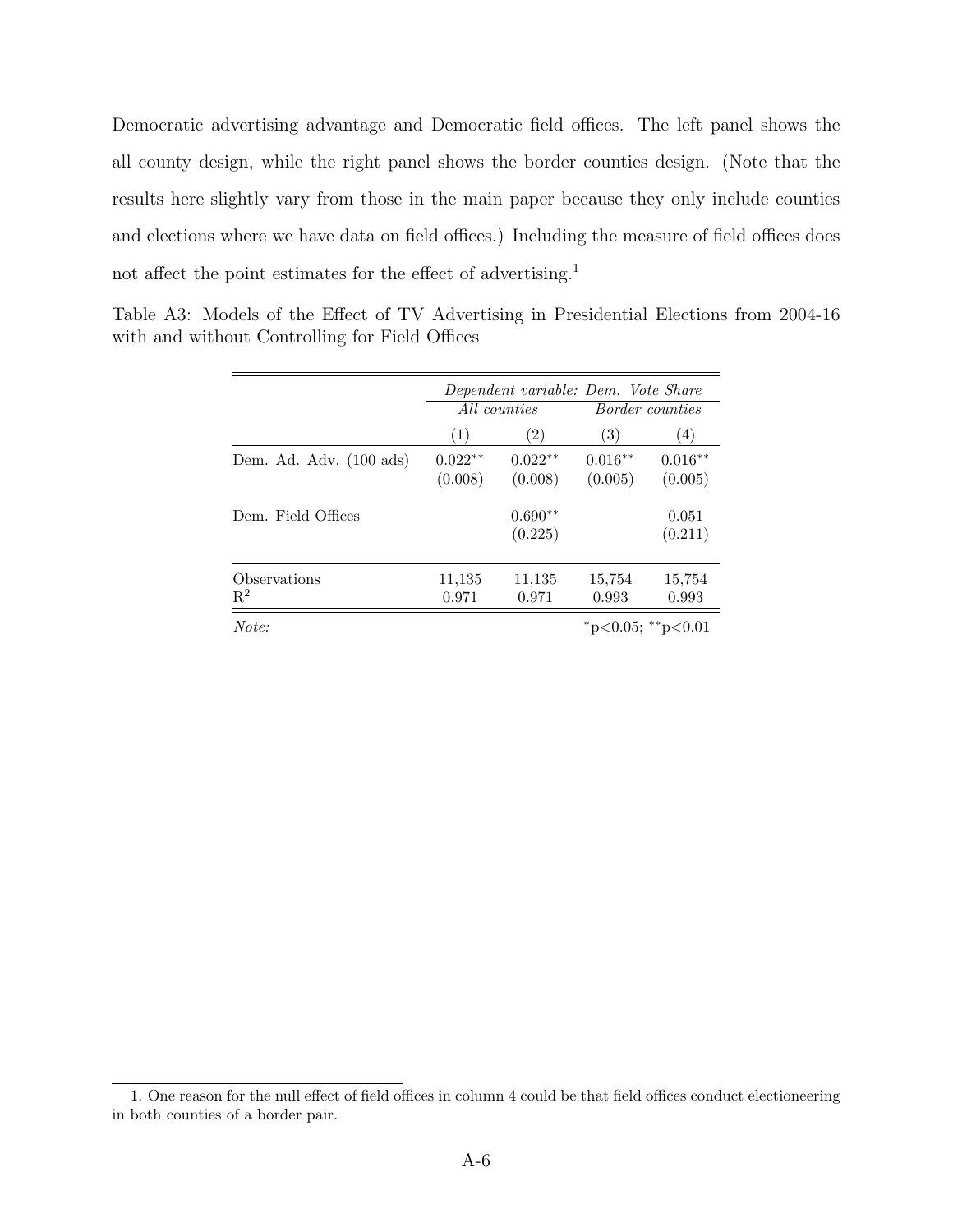Democratic advertising advantage and Democratic field offices. The left panel shows the all county design, while the right panel shows the border counties design. (Note that the results here slightly vary from those in the main paper because they only include counties and elections where we have data on field offices.) Including the measure of field offices does not affect the point estimates for the effect of advertising.[1]

Table A3: Models of the Effect of TV Advertising in Presidential Elections from 2004-16 with and without Controlling for Field Offices

| | *Dependent variable: Dem. Vote Share* | | | |
|---|---|---|---|---|
| | *All counties* | | *Border counties* | |
| | (1) | (2) | (3) | (4) |
| Dem. Ad. Adv. (100 ads) | $0.022^{**}$ | $0.022^{**}$ | $0.016^{**}$ | $0.016^{**}$ |
| | (0.008) | (0.008) | (0.005) | (0.005) |
| Dem. Field Offices | | $0.690^{**}$ | | 0.051 |
| | | (0.225) | | (0.211) |
| Observations | 11,135 | 11,135 | 15,754 | 15,754 |
| $R^2$ | 0.971 | 0.971 | 0.993 | 0.993 |
| *Note:* | | | $^{*}$p<0.05; $^{**}$p<0.01 | |

1. One reason for the null effect of field offices in column 4 could be that field offices conduct electioneering in both counties of a border pair.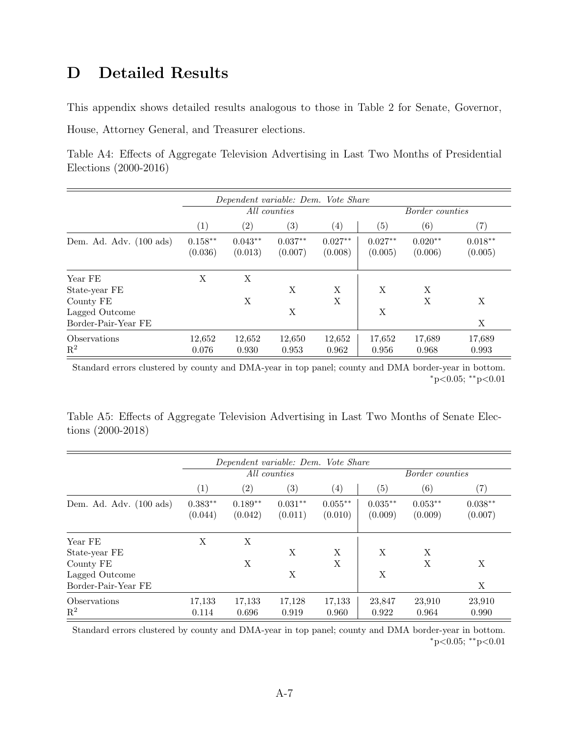# D Detailed Results

This appendix shows detailed results analogous to those in Table 2 for Senate, Governor, House, Attorney General, and Treasurer elections.

Table A4: Effects of Aggregate Television Advertising in Last Two Months of Presidential Elections (2000-2016)

| | *Dependent variable: Dem. Vote Share* | | | | | | |
|---|---|---|---|---|---|---|---|
| | *All counties* | | | | *Border counties* | | |
| | (1) | (2) | (3) | (4) | (5) | (6) | (7) |
| Dem. Ad. Adv. (100 ads) | $0.158^{**}$ | $0.043^{**}$ | $0.037^{**}$ | $0.027^{**}$ | $0.027^{**}$ | $0.020^{**}$ | $0.018^{**}$ |
| | (0.036) | (0.013) | (0.007) | (0.008) | (0.005) | (0.006) | (0.005) |
| Year FE | X | X | | | | | |
| State-year FE | | | X | X | X | X | |
| County FE | | X | | X | | X | X |
| Lagged Outcome | | | X | | X | | |
| Border-Pair-Year FE | | | | | | | X |
| Observations | 12,652 | 12,652 | 12,650 | 12,652 | 17,652 | 17,689 | 17,689 |
| $R^2$ | 0.076 | 0.930 | 0.953 | 0.962 | 0.956 | 0.968 | 0.993 |

Standard errors clustered by county and DMA-year in top panel; county and DMA border-year in bottom.
$^{*}$p<0.05; $^{**}$p<0.01

Table A5: Effects of Aggregate Television Advertising in Last Two Months of Senate Elections (2000-2018)

| | *Dependent variable: Dem. Vote Share* | | | | | | |
|---|---|---|---|---|---|---|---|
| | *All counties* | | | | *Border counties* | | |
| | (1) | (2) | (3) | (4) | (5) | (6) | (7) |
| Dem. Ad. Adv. (100 ads) | $0.383^{**}$ | $0.189^{**}$ | $0.031^{**}$ | $0.055^{**}$ | $0.035^{**}$ | $0.053^{**}$ | $0.038^{**}$ |
| | (0.044) | (0.042) | (0.011) | (0.010) | (0.009) | (0.009) | (0.007) |
| Year FE | X | X | | | | | |
| State-year FE | | | X | X | X | X | |
| County FE | | X | | X | | X | X |
| Lagged Outcome | | | X | | X | | |
| Border-Pair-Year FE | | | | | | | X |
| Observations | 17,133 | 17,133 | 17,128 | 17,133 | 23,847 | 23,910 | 23,910 |
| $R^2$ | 0.114 | 0.696 | 0.919 | 0.960 | 0.922 | 0.964 | 0.990 |

Standard errors clustered by county and DMA-year in top panel; county and DMA border-year in bottom.
$^{*}$p<0.05; $^{**}$p<0.01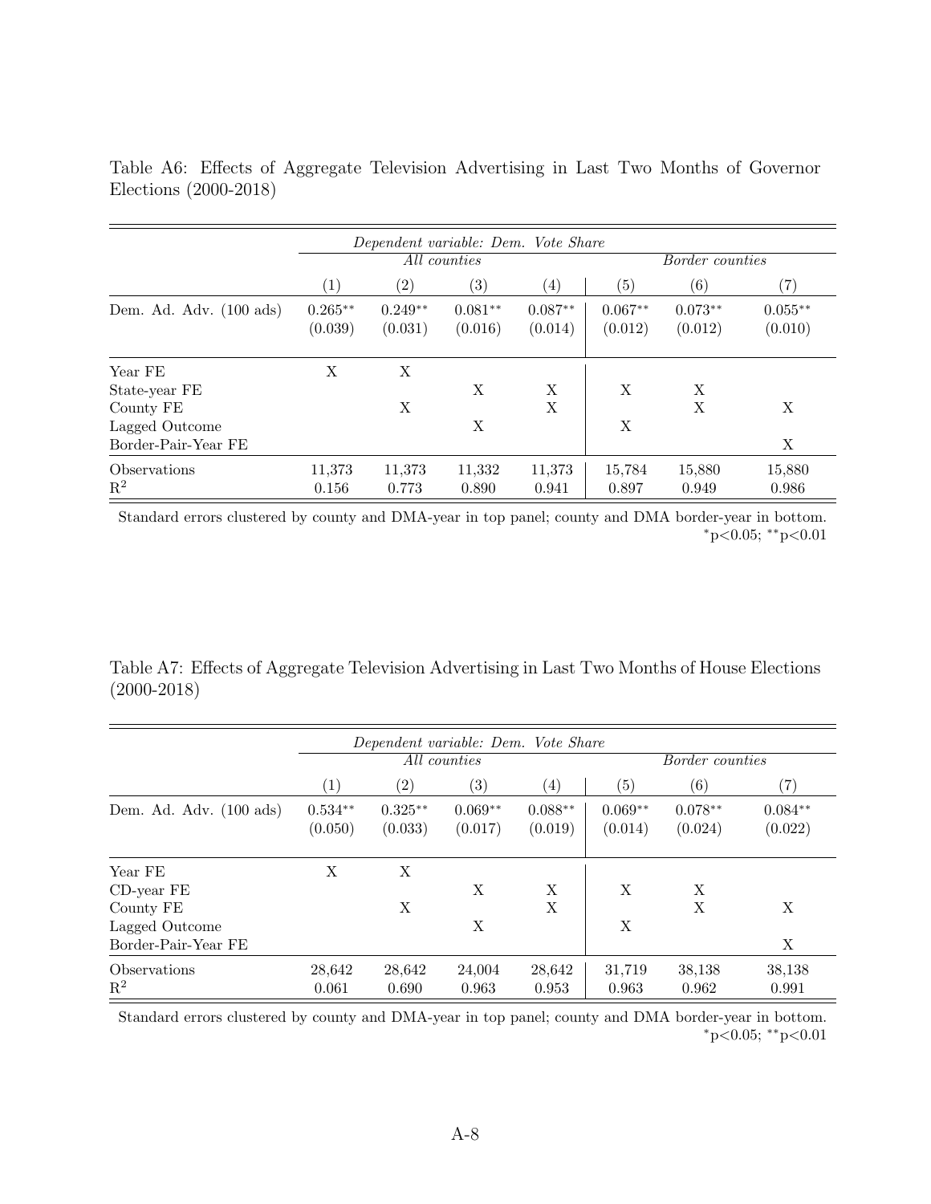Table A6: Effects of Aggregate Television Advertising in Last Two Months of Governor Elections (2000-2018)

| | *Dependent variable: Dem. Vote Share* | | | | | | |
|---|---|---|---|---|---|---|---|
| | *All counties* | | | | *Border counties* | | |
| | (1) | (2) | (3) | (4) | (5) | (6) | (7) |
| Dem. Ad. Adv. (100 ads) | $0.265^{**}$ | $0.249^{**}$ | $0.081^{**}$ | $0.087^{**}$ | $0.067^{**}$ | $0.073^{**}$ | $0.055^{**}$ |
| | (0.039) | (0.031) | (0.016) | (0.014) | (0.012) | (0.012) | (0.010) |
| Year FE | X | X | | | | | |
| State-year FE | | | X | X | X | X | |
| County FE | | X | | X | | X | X |
| Lagged Outcome | | | X | | X | | |
| Border-Pair-Year FE | | | | | | | X |
| Observations | 11,373 | 11,373 | 11,332 | 11,373 | 15,784 | 15,880 | 15,880 |
| $R^2$ | 0.156 | 0.773 | 0.890 | 0.941 | 0.897 | 0.949 | 0.986 |

Standard errors clustered by county and DMA-year in top panel; county and DMA border-year in bottom.
$^{*}$p<0.05; $^{**}$p<0.01

Table A7: Effects of Aggregate Television Advertising in Last Two Months of House Elections (2000-2018)

| | *Dependent variable: Dem. Vote Share* | | | | | | |
|---|---|---|---|---|---|---|---|
| | *All counties* | | | | *Border counties* | | |
| | (1) | (2) | (3) | (4) | (5) | (6) | (7) |
| Dem. Ad. Adv. (100 ads) | $0.534^{**}$ | $0.325^{**}$ | $0.069^{**}$ | $0.088^{**}$ | $0.069^{**}$ | $0.078^{**}$ | $0.084^{**}$ |
| | (0.050) | (0.033) | (0.017) | (0.019) | (0.014) | (0.024) | (0.022) |
| Year FE | X | X | | | | | |
| CD-year FE | | | X | X | X | X | |
| County FE | | X | | X | | X | X |
| Lagged Outcome | | | X | | X | | |
| Border-Pair-Year FE | | | | | | | X |
| Observations | 28,642 | 28,642 | 24,004 | 28,642 | 31,719 | 38,138 | 38,138 |
| $R^2$ | 0.061 | 0.690 | 0.963 | 0.953 | 0.963 | 0.962 | 0.991 |

Standard errors clustered by county and DMA-year in top panel; county and DMA border-year in bottom.
$^{*}$p<0.05; $^{**}$p<0.01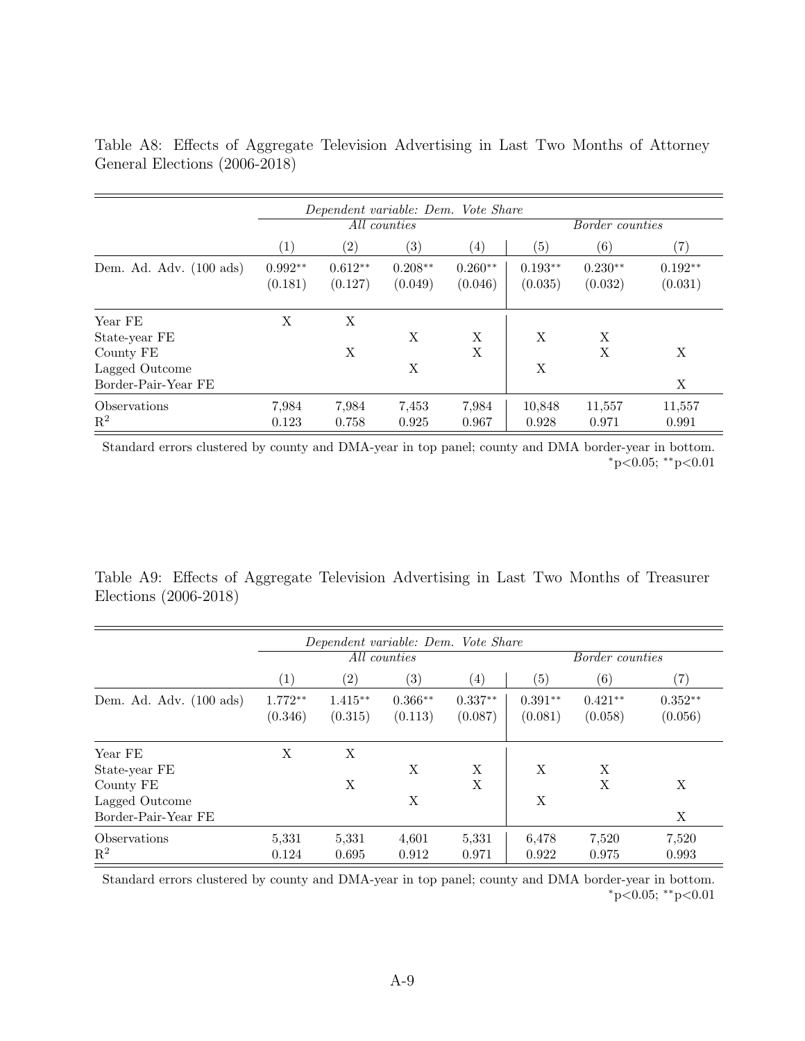Table A8: Effects of Aggregate Television Advertising in Last Two Months of Attorney General Elections (2006-2018)

| | *Dependent variable: Dem. Vote Share* | | | | | | |
|---|---|---|---|---|---|---|---|
| | *All counties* | | | | *Border counties* | | |
| | (1) | (2) | (3) | (4) | (5) | (6) | (7) |
| Dem. Ad. Adv. (100 ads) | 0.992** | 0.612** | 0.208** | 0.260** | 0.193** | 0.230** | 0.192** |
| | (0.181) | (0.127) | (0.049) | (0.046) | (0.035) | (0.032) | (0.031) |
| Year FE | X | X | | | | | |
| State-year FE | | | X | X | X | X | |
| County FE | | X | | X | | X | X |
| Lagged Outcome | | | X | | X | | |
| Border-Pair-Year FE | | | | | | | X |
| Observations | 7,984 | 7,984 | 7,453 | 7,984 | 10,848 | 11,557 | 11,557 |
| $R^2$ | 0.123 | 0.758 | 0.925 | 0.967 | 0.928 | 0.971 | 0.991 |

Standard errors clustered by county and DMA-year in top panel; county and DMA border-year in bottom.
$^{*}p<0.05$; $^{**}p<0.01$

Table A9: Effects of Aggregate Television Advertising in Last Two Months of Treasurer Elections (2006-2018)

| | *Dependent variable: Dem. Vote Share* | | | | | | |
|---|---|---|---|---|---|---|---|
| | *All counties* | | | | *Border counties* | | |
| | (1) | (2) | (3) | (4) | (5) | (6) | (7) |
| Dem. Ad. Adv. (100 ads) | 1.772** | 1.415** | 0.366** | 0.337** | 0.391** | 0.421** | 0.352** |
| | (0.346) | (0.315) | (0.113) | (0.087) | (0.081) | (0.058) | (0.056) |
| Year FE | X | X | | | | | |
| State-year FE | | | X | X | X | X | |
| County FE | | X | | X | | X | X |
| Lagged Outcome | | | X | | X | | |
| Border-Pair-Year FE | | | | | | | X |
| Observations | 5,331 | 5,331 | 4,601 | 5,331 | 6,478 | 7,520 | 7,520 |
| $R^2$ | 0.124 | 0.695 | 0.912 | 0.971 | 0.922 | 0.975 | 0.993 |

Standard errors clustered by county and DMA-year in top panel; county and DMA border-year in bottom.
$^{*}p<0.05$; $^{**}p<0.01$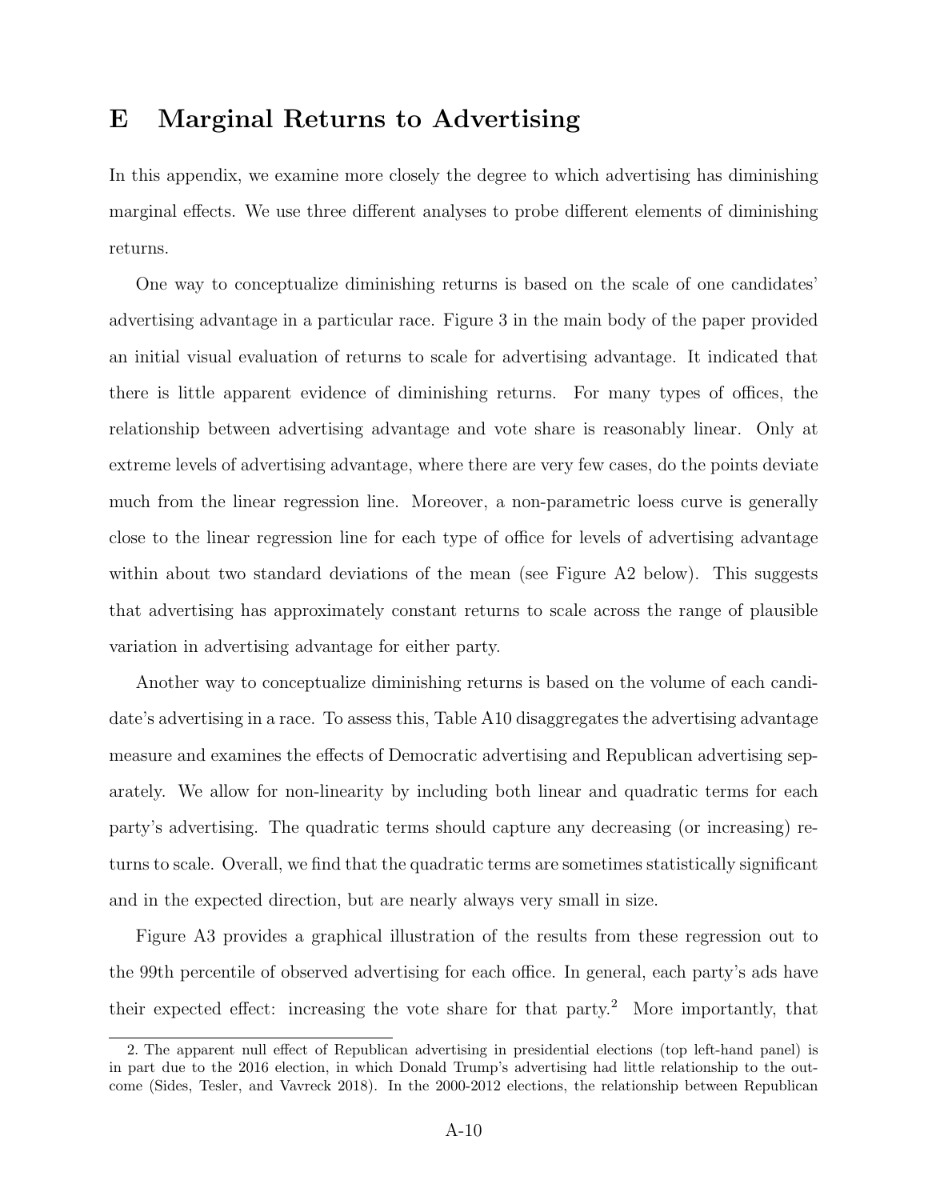# E Marginal Returns to Advertising

In this appendix, we examine more closely the degree to which advertising has diminishing marginal effects. We use three different analyses to probe different elements of diminishing returns.

One way to conceptualize diminishing returns is based on the scale of one candidates' advertising advantage in a particular race. Figure 3 in the main body of the paper provided an initial visual evaluation of returns to scale for advertising advantage. It indicated that there is little apparent evidence of diminishing returns. For many types of offices, the relationship between advertising advantage and vote share is reasonably linear. Only at extreme levels of advertising advantage, where there are very few cases, do the points deviate much from the linear regression line. Moreover, a non-parametric loess curve is generally close to the linear regression line for each type of office for levels of advertising advantage within about two standard deviations of the mean (see Figure A2 below). This suggests that advertising has approximately constant returns to scale across the range of plausible variation in advertising advantage for either party.

Another way to conceptualize diminishing returns is based on the volume of each candidate's advertising in a race. To assess this, Table A10 disaggregates the advertising advantage measure and examines the effects of Democratic advertising and Republican advertising separately. We allow for non-linearity by including both linear and quadratic terms for each party's advertising. The quadratic terms should capture any decreasing (or increasing) returns to scale. Overall, we find that the quadratic terms are sometimes statistically significant and in the expected direction, but are nearly always very small in size.

Figure A3 provides a graphical illustration of the results from these regression out to the 99th percentile of observed advertising for each office. In general, each party's ads have their expected effect: increasing the vote share for that party.[2] More importantly, that

2. The apparent null effect of Republican advertising in presidential elections (top left-hand panel) is in part due to the 2016 election, in which Donald Trump's advertising had little relationship to the outcome (Sides, Tesler, and Vavreck 2018). In the 2000-2012 elections, the relationship between Republican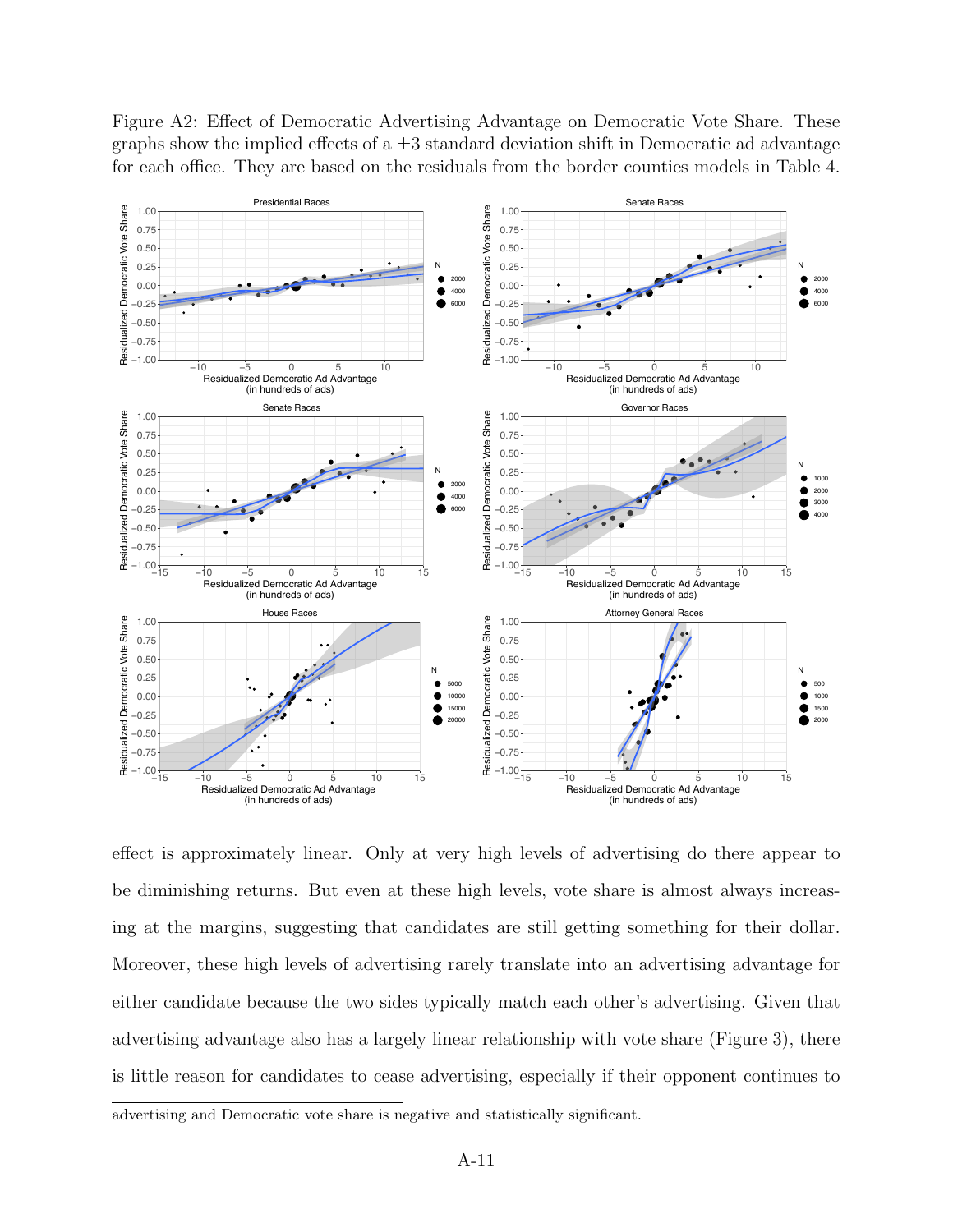Figure A2: Effect of Democratic Advertising Advantage on Democratic Vote Share. These graphs show the implied effects of a ±3 standard deviation shift in Democratic ad advantage for each office. They are based on the residuals from the border counties models in Table 4.

effect is approximately linear. Only at very high levels of advertising do there appear to be diminishing returns. But even at these high levels, vote share is almost always increasing at the margins, suggesting that candidates are still getting something for their dollar. Moreover, these high levels of advertising rarely translate into an advertising advantage for either candidate because the two sides typically match each other's advertising. Given that advertising advantage also has a largely linear relationship with vote share (Figure 3), there is little reason for candidates to cease advertising, especially if their opponent continues to

---

advertising and Democratic vote share is negative and statistically significant.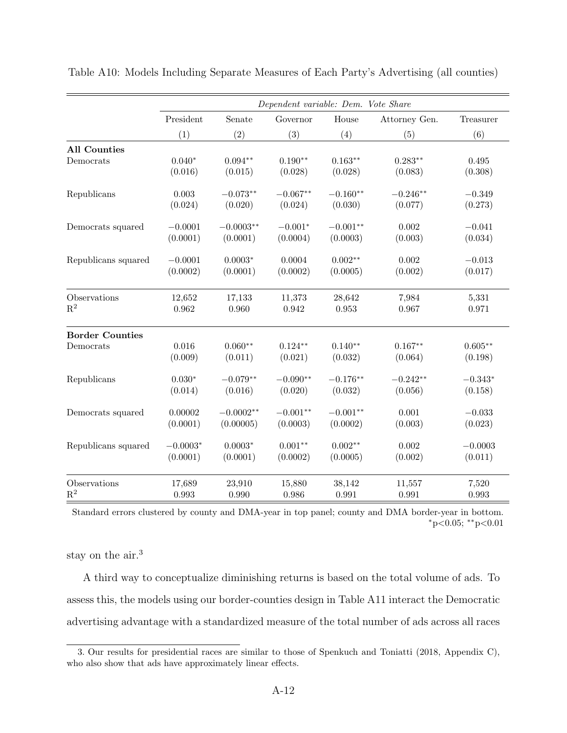Table A10: Models Including Separate Measures of Each Party's Advertising (all counties)

| | *Dependent variable: Dem. Vote Share* | | | | | |
|---|---|---|---|---|---|---|
| | President | Senate | Governor | House | Attorney Gen. | Treasurer |
| | (1) | (2) | (3) | (4) | (5) | (6) |
| **All Counties** | | | | | | |
| Democrats | 0.040* | 0.094** | 0.190** | 0.163** | 0.283** | 0.495 |
| | (0.016) | (0.015) | (0.028) | (0.028) | (0.083) | (0.308) |
| Republicans | 0.003 | −0.073** | −0.067** | −0.160** | −0.246** | −0.349 |
| | (0.024) | (0.020) | (0.024) | (0.030) | (0.077) | (0.273) |
| Democrats squared | −0.0001 | −0.0003** | −0.001* | −0.001** | 0.002 | −0.041 |
| | (0.0001) | (0.0001) | (0.0004) | (0.0003) | (0.003) | (0.034) |
| Republicans squared | −0.0001 | 0.0003* | 0.0004 | 0.002** | 0.002 | −0.013 |
| | (0.0002) | (0.0001) | (0.0002) | (0.0005) | (0.002) | (0.017) |
| Observations | 12,652 | 17,133 | 11,373 | 28,642 | 7,984 | 5,331 |
| $R^2$ | 0.962 | 0.960 | 0.942 | 0.953 | 0.967 | 0.971 |
| **Border Counties** | | | | | | |
| Democrats | 0.016 | 0.060** | 0.124** | 0.140** | 0.167** | 0.605** |
| | (0.009) | (0.011) | (0.021) | (0.032) | (0.064) | (0.198) |
| Republicans | 0.030* | −0.079** | −0.090** | −0.176** | −0.242** | −0.343* |
| | (0.014) | (0.016) | (0.020) | (0.032) | (0.056) | (0.158) |
| Democrats squared | 0.00002 | −0.0002** | −0.001** | −0.001** | 0.001 | −0.033 |
| | (0.0001) | (0.00005) | (0.0003) | (0.0002) | (0.003) | (0.023) |
| Republicans squared | −0.0003* | 0.0003* | 0.001** | 0.002** | 0.002 | −0.0003 |
| | (0.0001) | (0.0001) | (0.0002) | (0.0005) | (0.002) | (0.011) |
| Observations | 17,689 | 23,910 | 15,880 | 38,142 | 11,557 | 7,520 |
| $R^2$ | 0.993 | 0.990 | 0.986 | 0.991 | 0.991 | 0.993 |

Standard errors clustered by county and DMA-year in top panel; county and DMA border-year in bottom.
*p<0.05; **p<0.01

stay on the air.[3]

A third way to conceptualize diminishing returns is based on the total volume of ads. To assess this, the models using our border-counties design in Table A11 interact the Democratic advertising advantage with a standardized measure of the total number of ads across all races

3. Our results for presidential races are similar to those of Spenkuch and Toniatti (2018, Appendix C), who also show that ads have approximately linear effects.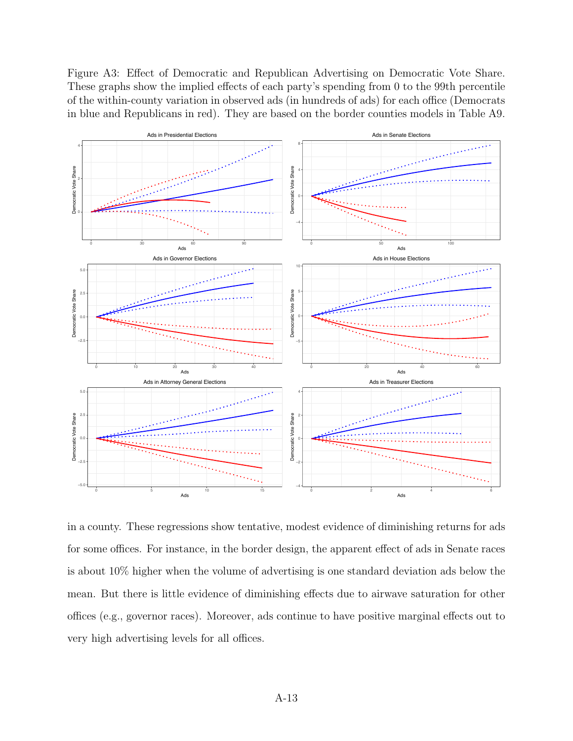Figure A3: Effect of Democratic and Republican Advertising on Democratic Vote Share. These graphs show the implied effects of each party's spending from 0 to the 99th percentile of the within-county variation in observed ads (in hundreds of ads) for each office (Democrats in blue and Republicans in red). They are based on the border counties models in Table A9.

in a county. These regressions show tentative, modest evidence of diminishing returns for ads for some offices. For instance, in the border design, the apparent effect of ads in Senate races is about 10% higher when the volume of advertising is one standard deviation ads below the mean. But there is little evidence of diminishing effects due to airwave saturation for other offices (e.g., governor races). Moreover, ads continue to have positive marginal effects out to very high advertising levels for all offices.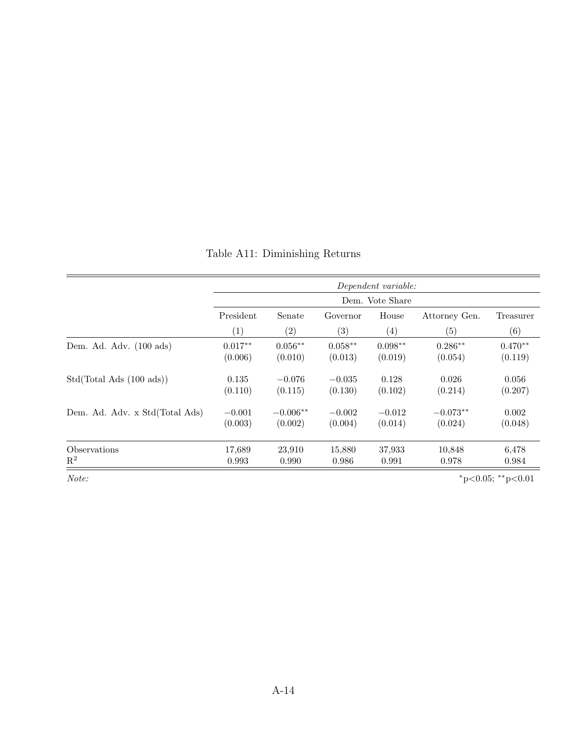Table A11: Diminishing Returns

| | *Dependent variable:* | | | | | |
|---|---|---|---|---|---|---|
| | Dem. Vote Share | | | | | |
| | President | Senate | Governor | House | Attorney Gen. | Treasurer |
| | (1) | (2) | (3) | (4) | (5) | (6) |
| Dem. Ad. Adv. (100 ads) | $0.017^{**}$ | $0.056^{**}$ | $0.058^{**}$ | $0.098^{**}$ | $0.286^{**}$ | $0.470^{**}$ |
| | (0.006) | (0.010) | (0.013) | (0.019) | (0.054) | (0.119) |
| Std(Total Ads (100 ads)) | 0.135 | −0.076 | −0.035 | 0.128 | 0.026 | 0.056 |
| | (0.110) | (0.115) | (0.130) | (0.102) | (0.214) | (0.207) |
| Dem. Ad. Adv. x Std(Total Ads) | −0.001 | $-0.006^{**}$ | −0.002 | −0.012 | $-0.073^{**}$ | 0.002 |
| | (0.003) | (0.002) | (0.004) | (0.014) | (0.024) | (0.048) |
| Observations | 17,689 | 23,910 | 15,880 | 37,933 | 10,848 | 6,478 |
| $R^2$ | 0.993 | 0.990 | 0.986 | 0.991 | 0.978 | 0.984 |

*Note:* $^{*}$p<0.05; $^{**}$p<0.01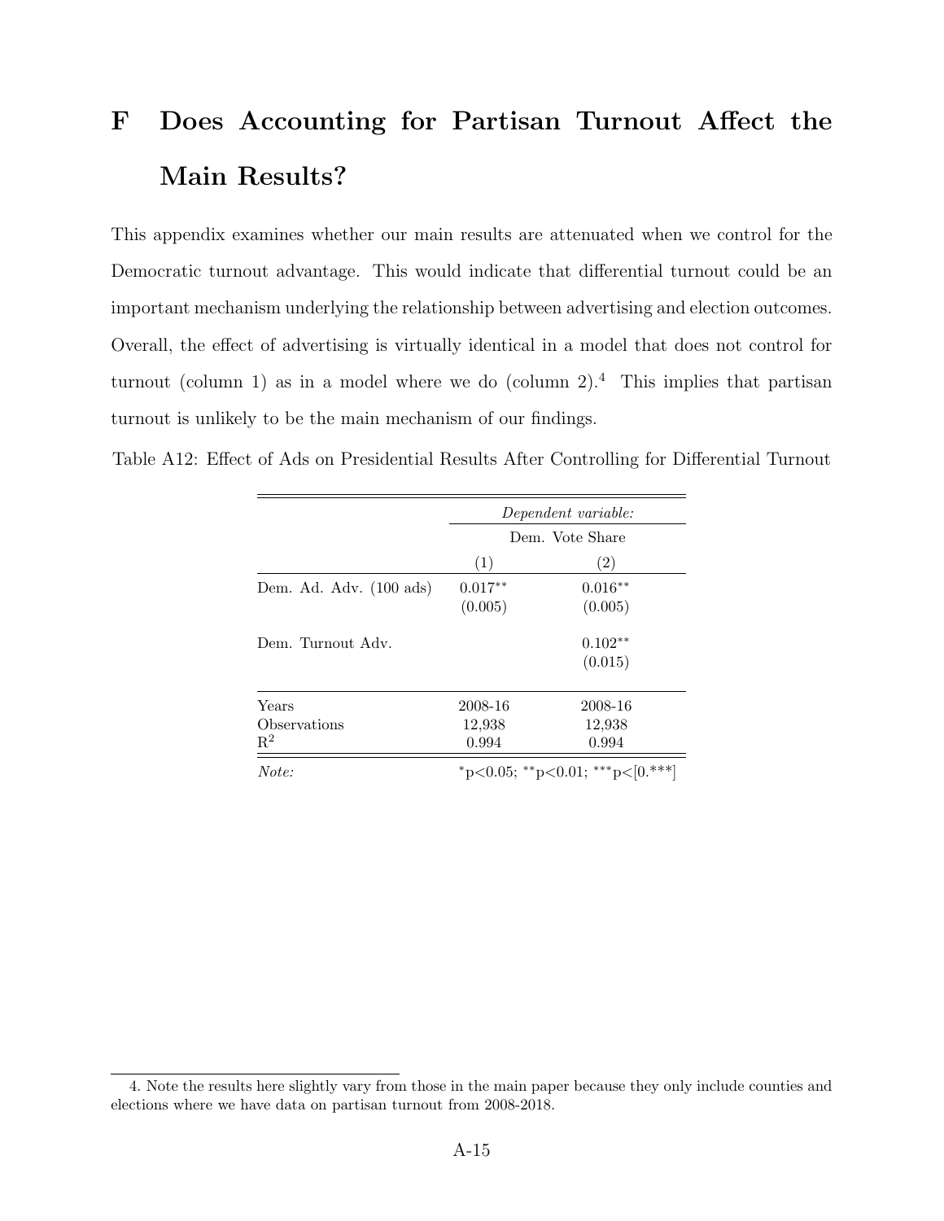# F Does Accounting for Partisan Turnout Affect the Main Results?

This appendix examines whether our main results are attenuated when we control for the Democratic turnout advantage. This would indicate that differential turnout could be an important mechanism underlying the relationship between advertising and election outcomes. Overall, the effect of advertising is virtually identical in a model that does not control for turnout (column 1) as in a model where we do (column 2).[4] This implies that partisan turnout is unlikely to be the main mechanism of our findings.

Table A12: Effect of Ads on Presidential Results After Controlling for Differential Turnout

| | *Dependent variable:* | |
|---|---|---|
| | Dem. Vote Share | |
| | (1) | (2) |
| Dem. Ad. Adv. (100 ads) | $0.017^{**}$ | $0.016^{**}$ |
| | (0.005) | (0.005) |
| Dem. Turnout Adv. | | $0.102^{**}$ |
| | | (0.015) |
| Years | 2008-16 | 2008-16 |
| Observations | 12,938 | 12,938 |
| $R^2$ | 0.994 | 0.994 |
| *Note:* | $^{*}$p<0.05; $^{**}$p<0.01; $^{***}$p<[0.***] | |

4. Note the results here slightly vary from those in the main paper because they only include counties and elections where we have data on partisan turnout from 2008-2018.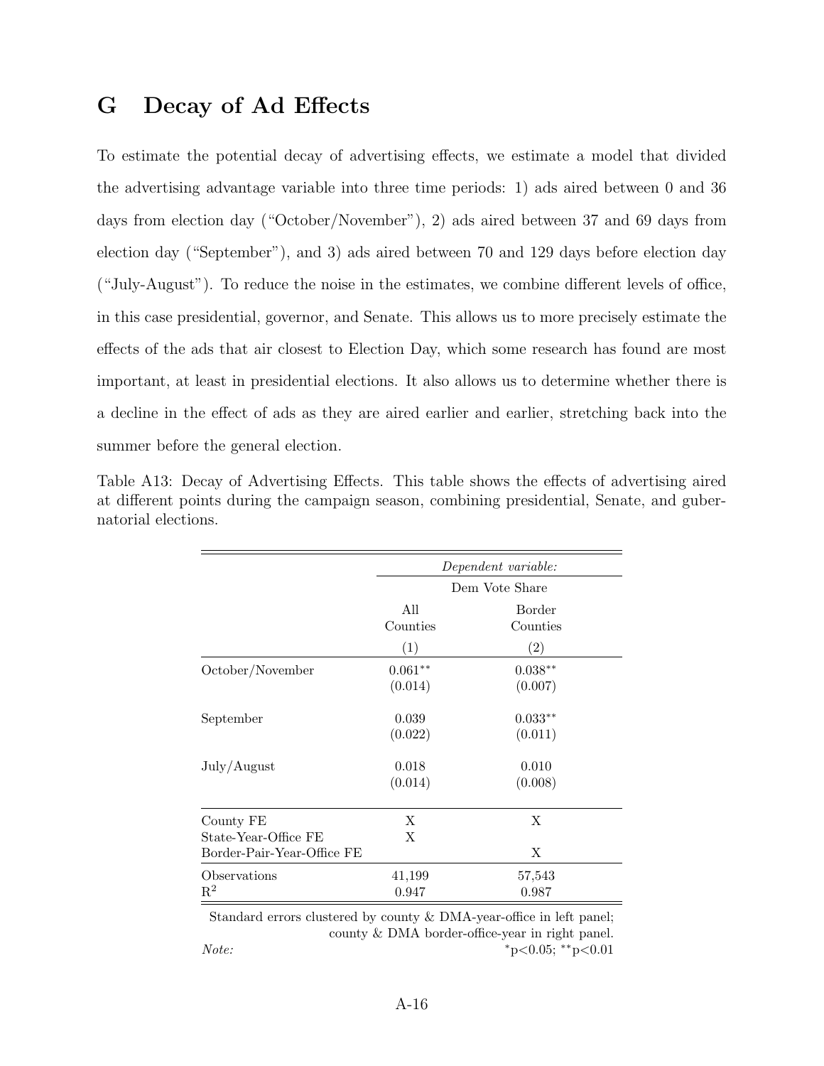# G Decay of Ad Effects

To estimate the potential decay of advertising effects, we estimate a model that divided the advertising advantage variable into three time periods: 1) ads aired between 0 and 36 days from election day ("October/November"), 2) ads aired between 37 and 69 days from election day ("September"), and 3) ads aired between 70 and 129 days before election day ("July-August"). To reduce the noise in the estimates, we combine different levels of office, in this case presidential, governor, and Senate. This allows us to more precisely estimate the effects of the ads that air closest to Election Day, which some research has found are most important, at least in presidential elections. It also allows us to determine whether there is a decline in the effect of ads as they are aired earlier and earlier, stretching back into the summer before the general election.

Table A13: Decay of Advertising Effects. This table shows the effects of advertising aired at different points during the campaign season, combining presidential, Senate, and gubernatorial elections.

| | *Dependent variable:* | |
|---|---|---|
| | Dem Vote Share | |
| | All Counties | Border Counties |
| | (1) | (2) |
| October/November | 0.061** | 0.038** |
| | (0.014) | (0.007) |
| September | 0.039 | 0.033** |
| | (0.022) | (0.011) |
| July/August | 0.018 | 0.010 |
| | (0.014) | (0.008) |
| County FE | X | X |
| State-Year-Office FE | X | |
| Border-Pair-Year-Office FE | | X |
| Observations | 41,199 | 57,543 |
| $R^2$ | 0.947 | 0.987 |

*Note:* Standard errors clustered by county & DMA-year-office in left panel; county & DMA border-office-year in right panel. $^{*}$p<0.05; $^{**}$p<0.01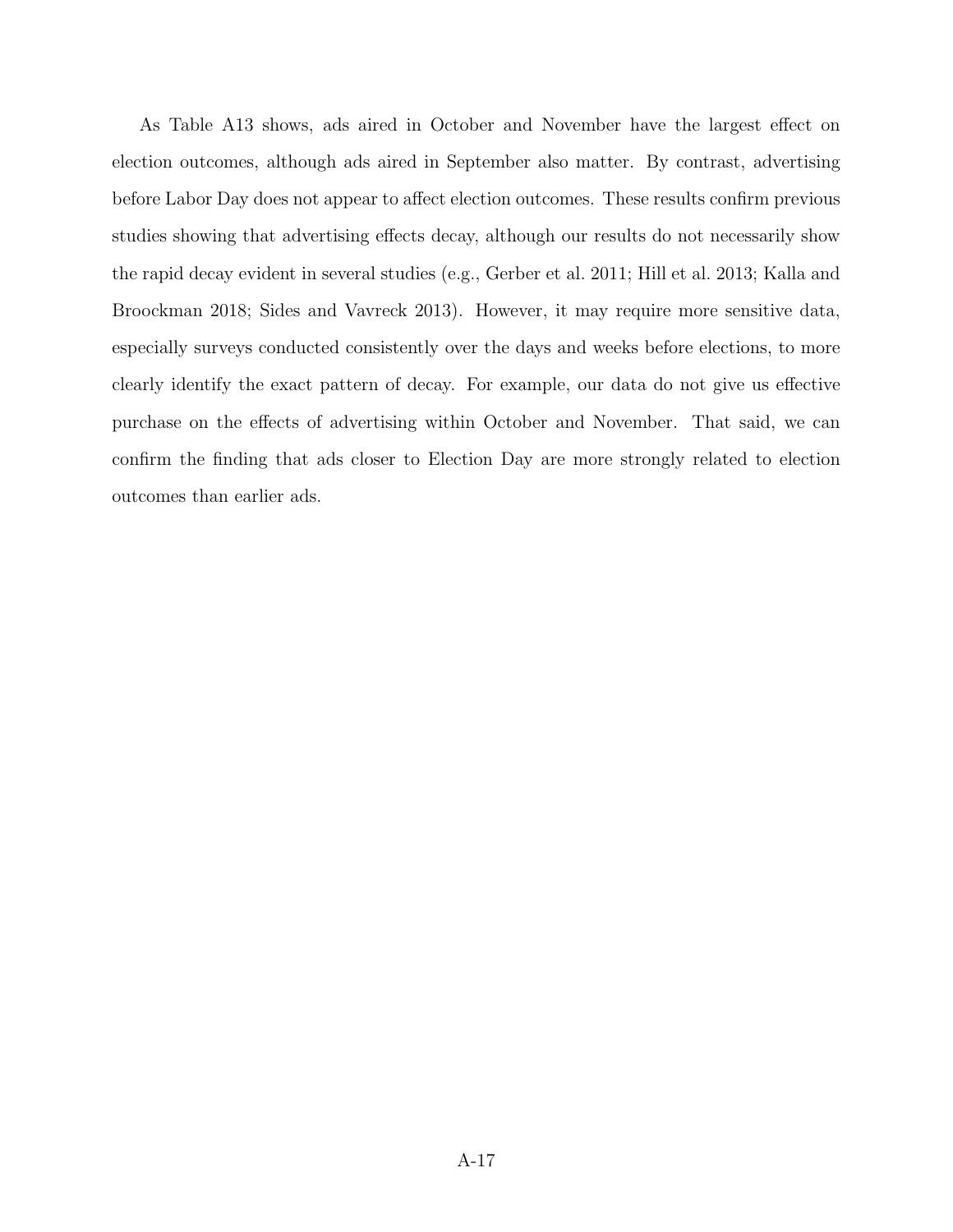As Table A13 shows, ads aired in October and November have the largest effect on election outcomes, although ads aired in September also matter. By contrast, advertising before Labor Day does not appear to affect election outcomes. These results confirm previous studies showing that advertising effects decay, although our results do not necessarily show the rapid decay evident in several studies (e.g., Gerber et al. 2011; Hill et al. 2013; Kalla and Broockman 2018; Sides and Vavreck 2013). However, it may require more sensitive data, especially surveys conducted consistently over the days and weeks before elections, to more clearly identify the exact pattern of decay. For example, our data do not give us effective purchase on the effects of advertising within October and November. That said, we can confirm the finding that ads closer to Election Day are more strongly related to election outcomes than earlier ads.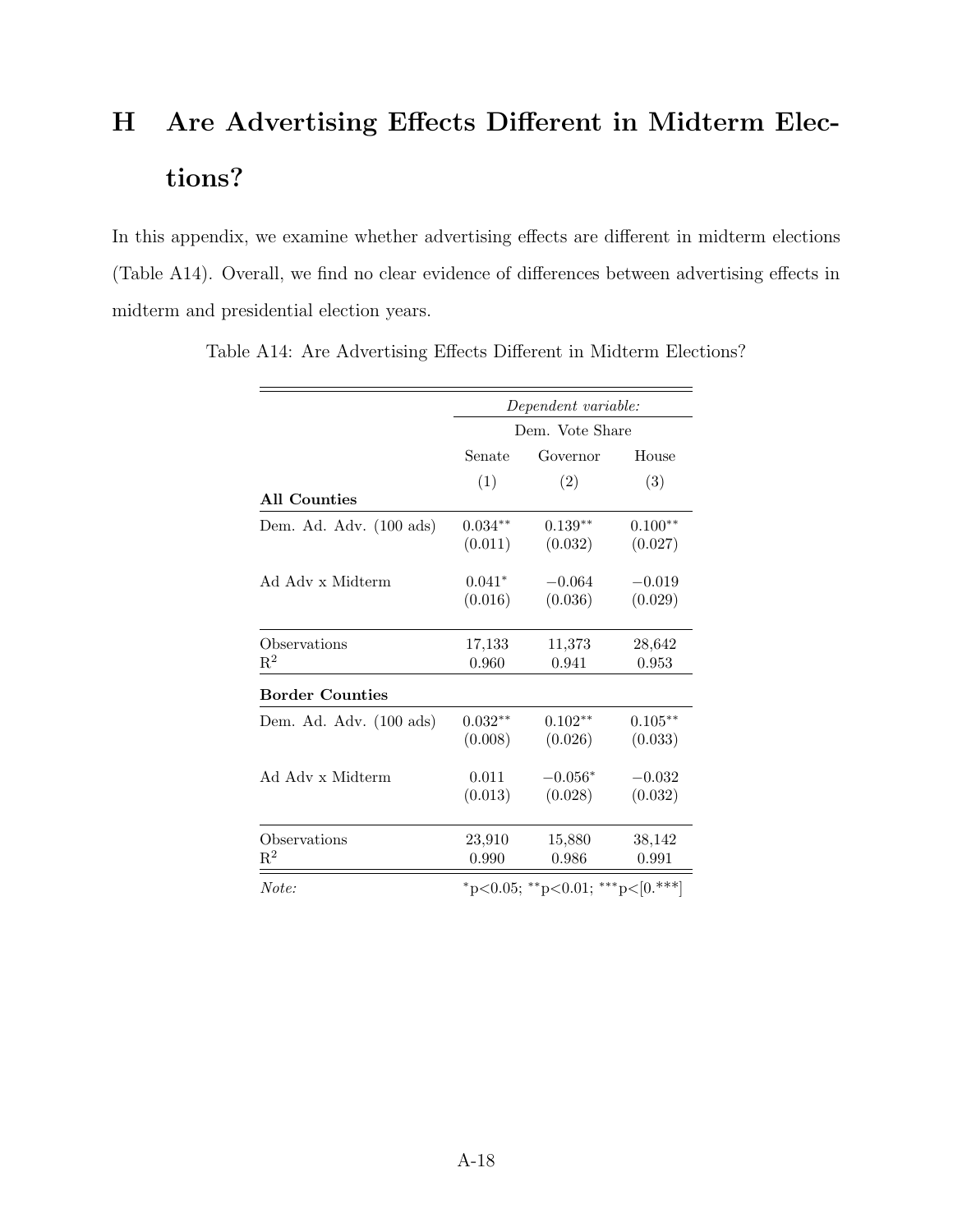# H Are Advertising Effects Different in Midterm Elections?

In this appendix, we examine whether advertising effects are different in midterm elections (Table A14). Overall, we find no clear evidence of differences between advertising effects in midterm and presidential election years.

Table A14: Are Advertising Effects Different in Midterm Elections?

| | *Dependent variable:* | | |
|---|---|---|---|
| | Dem. Vote Share | | |
| | Senate | Governor | House |
| | (1) | (2) | (3) |
| **All Counties** | | | |
| Dem. Ad. Adv. (100 ads) | $0.034^{**}$ | $0.139^{**}$ | $0.100^{**}$ |
| | (0.011) | (0.032) | (0.027) |
| Ad Adv x Midterm | $0.041^{*}$ | $-0.064$ | $-0.019$ |
| | (0.016) | (0.036) | (0.029) |
| Observations | 17,133 | 11,373 | 28,642 |
| $R^2$ | 0.960 | 0.941 | 0.953 |
| **Border Counties** | | | |
| Dem. Ad. Adv. (100 ads) | $0.032^{**}$ | $0.102^{**}$ | $0.105^{**}$ |
| | (0.008) | (0.026) | (0.033) |
| Ad Adv x Midterm | 0.011 | $-0.056^{*}$ | $-0.032$ |
| | (0.013) | (0.028) | (0.032) |
| Observations | 23,910 | 15,880 | 38,142 |
| $R^2$ | 0.990 | 0.986 | 0.991 |
| *Note:* | $^{*}$p<0.05; $^{**}$p<0.01; $^{***}$p<[0.***] | | |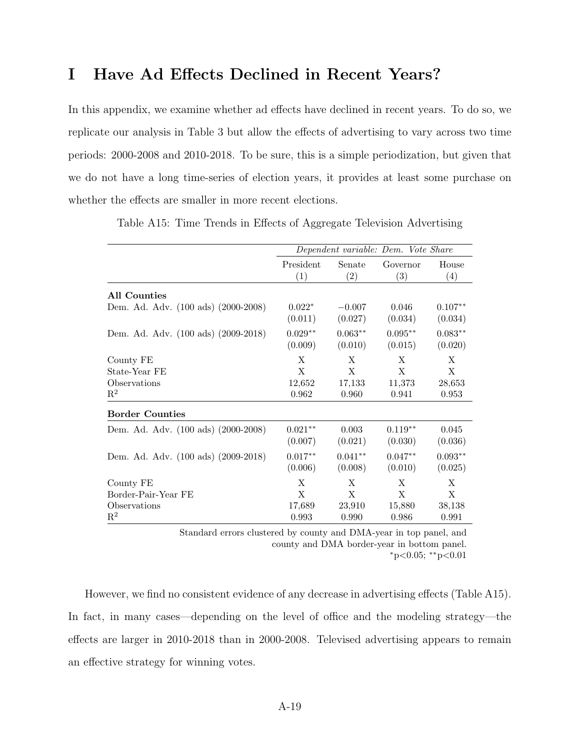# I Have Ad Effects Declined in Recent Years?

In this appendix, we examine whether ad effects have declined in recent years. To do so, we replicate our analysis in Table 3 but allow the effects of advertising to vary across two time periods: 2000-2008 and 2010-2018. To be sure, this is a simple periodization, but given that we do not have a long time-series of election years, it provides at least some purchase on whether the effects are smaller in more recent elections.

Table A15: Time Trends in Effects of Aggregate Television Advertising

| | *Dependent variable: Dem. Vote Share* | | | |
|---|---|---|---|---|
| | President (1) | Senate (2) | Governor (3) | House (4) |
| **All Counties** | | | | |
| Dem. Ad. Adv. (100 ads) (2000-2008) | $0.022^{*}$ | $-0.007$ | 0.046 | $0.107^{**}$ |
| | (0.011) | (0.027) | (0.034) | (0.034) |
| Dem. Ad. Adv. (100 ads) (2009-2018) | $0.029^{**}$ | $0.063^{**}$ | $0.095^{**}$ | $0.083^{**}$ |
| | (0.009) | (0.010) | (0.015) | (0.020) |
| County FE | X | X | X | X |
| State-Year FE | X | X | X | X |
| Observations | 12,652 | 17,133 | 11,373 | 28,653 |
| $R^2$ | 0.962 | 0.960 | 0.941 | 0.953 |
| **Border Counties** | | | | |
| Dem. Ad. Adv. (100 ads) (2000-2008) | $0.021^{**}$ | 0.003 | $0.119^{**}$ | 0.045 |
| | (0.007) | (0.021) | (0.030) | (0.036) |
| Dem. Ad. Adv. (100 ads) (2009-2018) | $0.017^{**}$ | $0.041^{**}$ | $0.047^{**}$ | $0.093^{**}$ |
| | (0.006) | (0.008) | (0.010) | (0.025) |
| County FE | X | X | X | X |
| Border-Pair-Year FE | X | X | X | X |
| Observations | 17,689 | 23,910 | 15,880 | 38,138 |
| $R^2$ | 0.993 | 0.990 | 0.986 | 0.991 |

Standard errors clustered by county and DMA-year in top panel, and county and DMA border-year in bottom panel.
$^{*}p<0.05$; $^{**}p<0.01$

However, we find no consistent evidence of any decrease in advertising effects (Table A15). In fact, in many cases—depending on the level of office and the modeling strategy—the effects are larger in 2010-2018 than in 2000-2008. Televised advertising appears to remain an effective strategy for winning votes.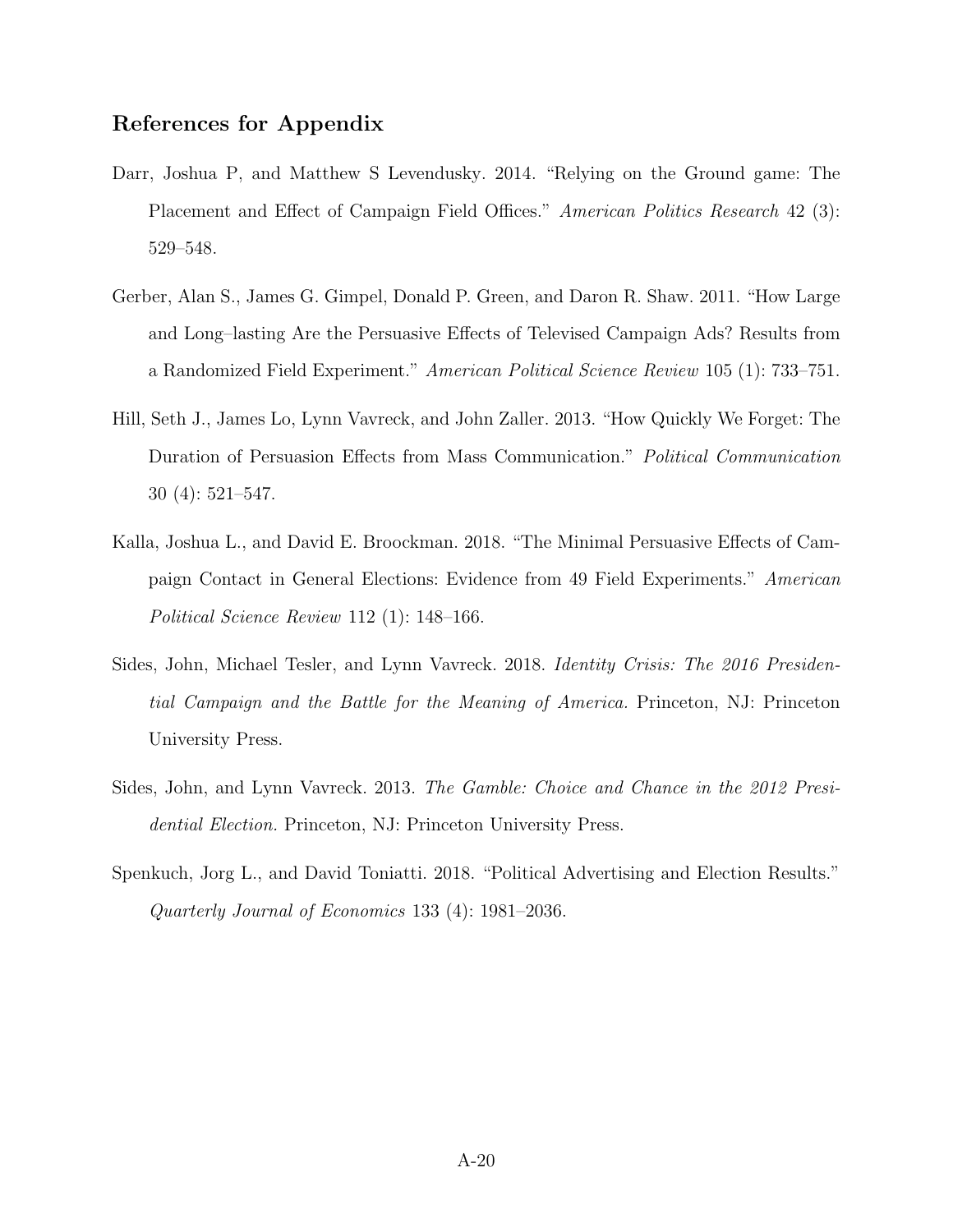## References for Appendix

Darr, Joshua P, and Matthew S Levendusky. 2014. "Relying on the Ground game: The Placement and Effect of Campaign Field Offices." *American Politics Research* 42 (3): 529–548.

Gerber, Alan S., James G. Gimpel, Donald P. Green, and Daron R. Shaw. 2011. "How Large and Long–lasting Are the Persuasive Effects of Televised Campaign Ads? Results from a Randomized Field Experiment." *American Political Science Review* 105 (1): 733–751.

Hill, Seth J., James Lo, Lynn Vavreck, and John Zaller. 2013. "How Quickly We Forget: The Duration of Persuasion Effects from Mass Communication." *Political Communication* 30 (4): 521–547.

Kalla, Joshua L., and David E. Broockman. 2018. "The Minimal Persuasive Effects of Campaign Contact in General Elections: Evidence from 49 Field Experiments." *American Political Science Review* 112 (1): 148–166.

Sides, John, Michael Tesler, and Lynn Vavreck. 2018. *Identity Crisis: The 2016 Presidential Campaign and the Battle for the Meaning of America.* Princeton, NJ: Princeton University Press.

Sides, John, and Lynn Vavreck. 2013. *The Gamble: Choice and Chance in the 2012 Presidential Election.* Princeton, NJ: Princeton University Press.

Spenkuch, Jorg L., and David Toniatti. 2018. "Political Advertising and Election Results." *Quarterly Journal of Economics* 133 (4): 1981–2036.